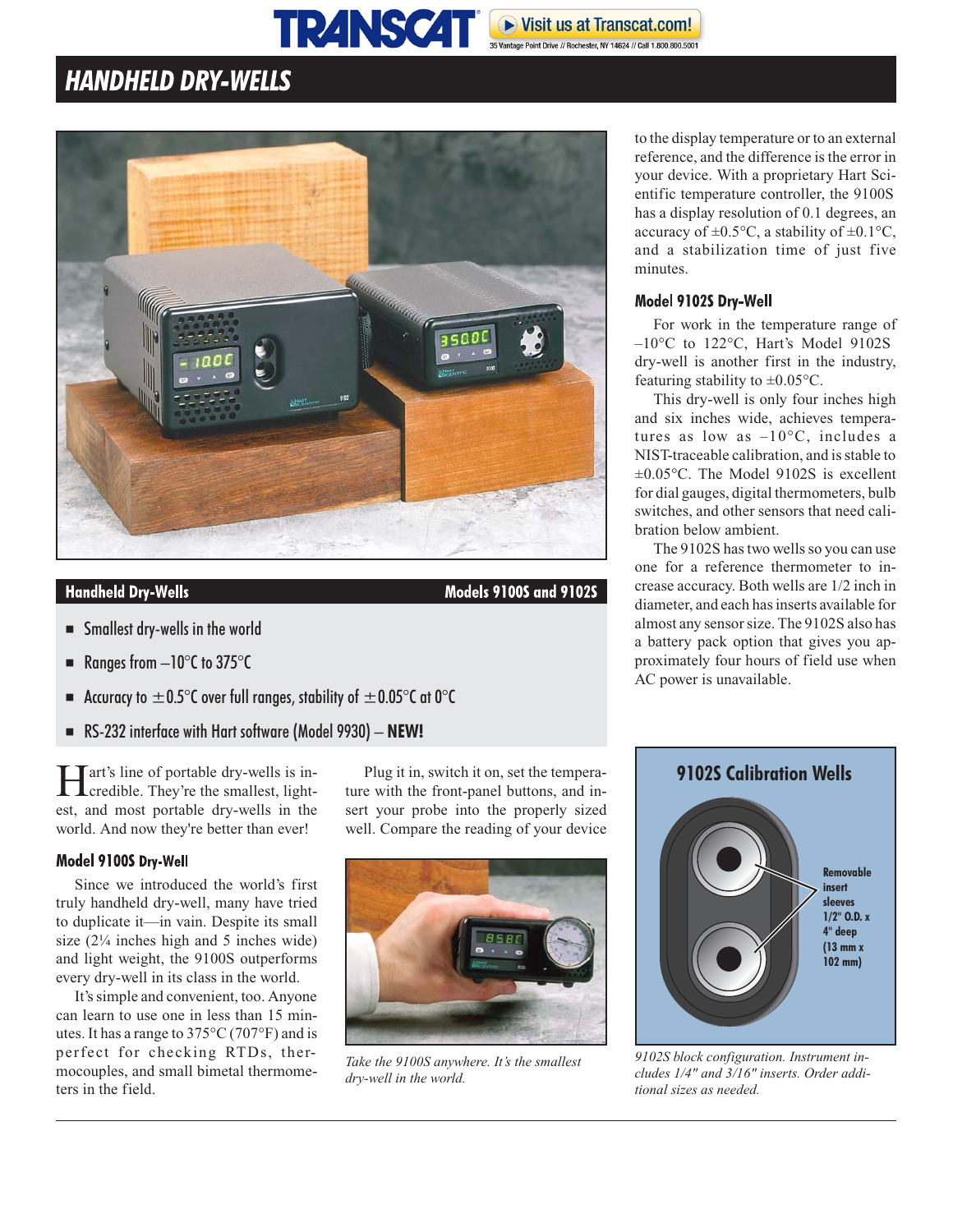# HANDHELD DRY-WELLS

## Handheld Dry-Wells — Models 9100S and 9102S

- Smallest dry-wells in the world
- Ranges from –10°C to 375°C
- Accuracy to ±0.5°C over full ranges, stability of ±0.05°C at 0°C
- RS-232 interface with Hart software (Model 9930) – **NEW!**

Hart's line of portable dry-wells is incredible. They're the smallest, lightest, and most portable dry-wells in the world. And now they're better than ever!

### Model 9100S Dry-Well

Since we introduced the world's first truly handheld dry-well, many have tried to duplicate it—in vain. Despite its small size (2¼ inches high and 5 inches wide) and light weight, the 9100S outperforms every dry-well in its class in the world.

It's simple and convenient, too. Anyone can learn to use one in less than 15 minutes. It has a range to 375°C (707°F) and is perfect for checking RTDs, thermocouples, and small bimetal thermometers in the field.

Plug it in, switch it on, set the temperature with the front-panel buttons, and insert your probe into the properly sized well. Compare the reading of your device to the display temperature or to an external reference, and the difference is the error in your device. With a proprietary Hart Scientific temperature controller, the 9100S has a display resolution of 0.1 degrees, an accuracy of ±0.5°C, a stability of ±0.1°C, and a stabilization time of just five minutes.

*Take the 9100S anywhere. It's the smallest dry-well in the world.*

### Model 9102S Dry-Well

For work in the temperature range of –10°C to 122°C, Hart's Model 9102S dry-well is another first in the industry, featuring stability to ±0.05°C.

This dry-well is only four inches high and six inches wide, achieves temperatures as low as –10°C, includes a NIST-traceable calibration, and is stable to ±0.05°C. The Model 9102S is excellent for dial gauges, digital thermometers, bulb switches, and other sensors that need calibration below ambient.

The 9102S has two wells so you can use one for a reference thermometer to increase accuracy. Both wells are 1/2 inch in diameter, and each has inserts available for almost any sensor size. The 9102S also has a battery pack option that gives you approximately four hours of field use when AC power is unavailable.

**9102S Calibration Wells**

Removable insert sleeves 1/2" O.D. x 4" deep (13 mm x 102 mm)

*9102S block configuration. Instrument includes 1/4" and 3/16" inserts. Order additional sizes as needed.*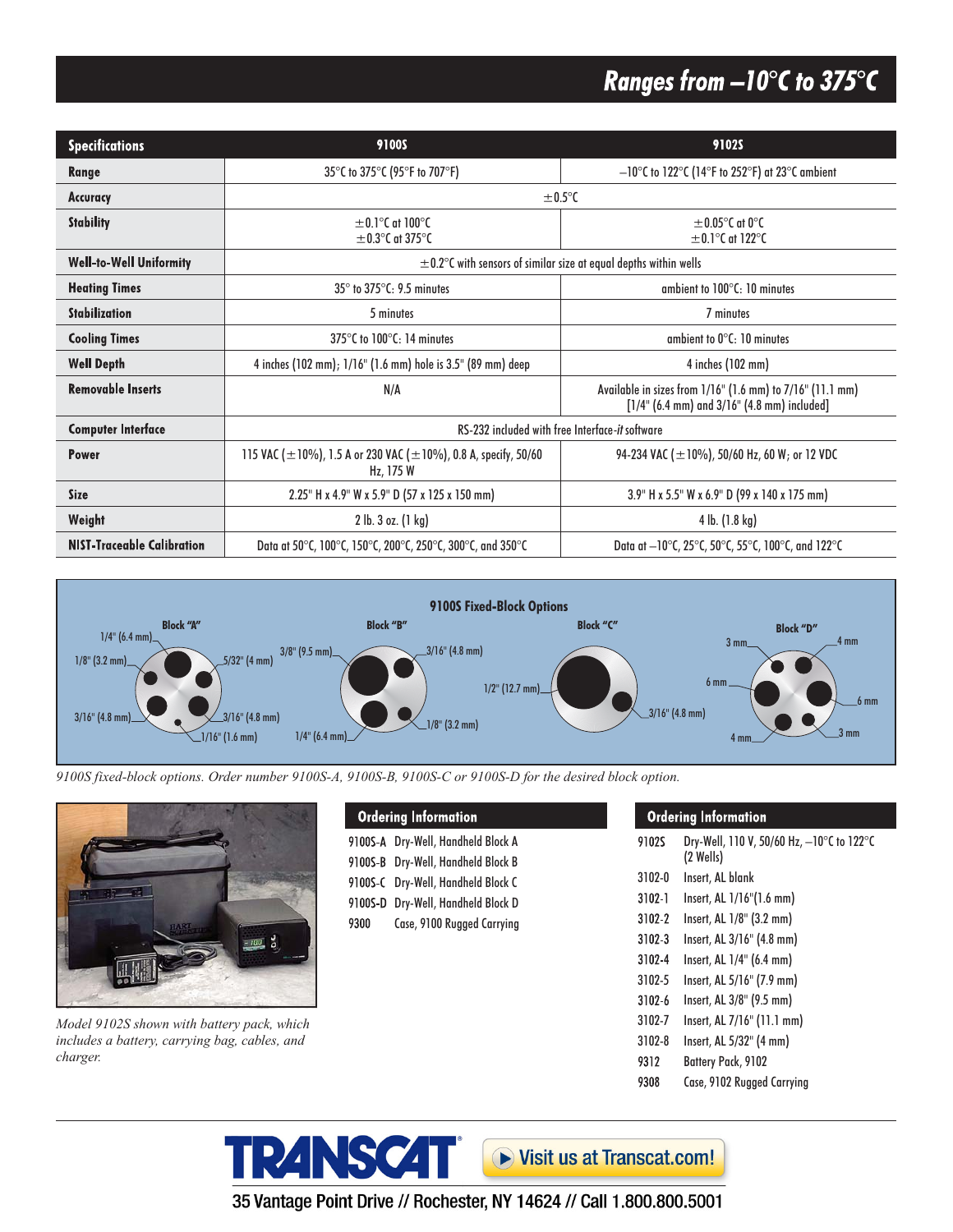# Ranges from –10°C to 375°C

| Specifications | 9100S | 9102S |
|---|---|---|
| Range | 35°C to 375°C (95°F to 707°F) | –10°C to 122°C (14°F to 252°F) at 23°C ambient |
| Accuracy | ±0.5°C | |
| Stability | ±0.1°C at 100°C<br>±0.3°C at 375°C | ±0.05°C at 0°C<br>±0.1°C at 122°C |
| Well-to-Well Uniformity | ±0.2°C with sensors of similar size at equal depths within wells | |
| Heating Times | 35° to 375°C: 9.5 minutes | ambient to 100°C: 10 minutes |
| Stabilization | 5 minutes | 7 minutes |
| Cooling Times | 375°C to 100°C: 14 minutes | ambient to 0°C: 10 minutes |
| Well Depth | 4 inches (102 mm); 1/16" (1.6 mm) hole is 3.5" (89 mm) deep | 4 inches (102 mm) |
| Removable Inserts | N/A | Available in sizes from 1/16" (1.6 mm) to 7/16" (11.1 mm) [1/4" (6.4 mm) and 3/16" (4.8 mm) included] |
| Computer Interface | RS-232 included with free Interface-*it* software | |
| Power | 115 VAC (±10%), 1.5 A or 230 VAC (±10%), 0.8 A, specify, 50/60 Hz, 175 W | 94-234 VAC (±10%), 50/60 Hz, 60 W; or 12 VDC |
| Size | 2.25" H x 4.9" W x 5.9" D (57 x 125 x 150 mm) | 3.9" H x 5.5" W x 6.9" D (99 x 140 x 175 mm) |
| Weight | 2 lb. 3 oz. (1 kg) | 4 lb. (1.8 kg) |
| NIST-Traceable Calibration | Data at 50°C, 100°C, 150°C, 200°C, 250°C, 300°C, and 350°C | Data at –10°C, 25°C, 50°C, 55°C, 100°C, and 122°C |

**9100S Fixed-Block Options**

Block "A": 1/4" (6.4 mm), 1/8" (3.2 mm), 5/32" (4 mm), 3/16" (4.8 mm), 3/16" (4.8 mm), 1/16" (1.6 mm)

Block "B": 3/8" (9.5 mm), 3/16" (4.8 mm), 1/4" (6.4 mm), 1/8" (3.2 mm)

Block "C": 1/2" (12.7 mm), 3/16" (4.8 mm)

Block "D": 3 mm, 4 mm, 6 mm, 6 mm, 4 mm, 3 mm

*9100S fixed-block options. Order number 9100S-A, 9100S-B, 9100S-C or 9100S-D for the desired block option.*

*Model 9102S shown with battery pack, which includes a battery, carrying bag, cables, and charger.*

## Ordering Information

| | |
|---|---|
| 9100S-A | Dry-Well, Handheld Block A |
| 9100S-B | Dry-Well, Handheld Block B |
| 9100S-C | Dry-Well, Handheld Block C |
| 9100S-D | Dry-Well, Handheld Block D |
| 9300 | Case, 9100 Rugged Carrying |

## Ordering Information

| | |
|---|---|
| 9102S | Dry-Well, 110 V, 50/60 Hz, –10°C to 122°C (2 Wells) |
| 3102-0 | Insert, AL blank |
| 3102-1 | Insert, AL 1/16"(1.6 mm) |
| 3102-2 | Insert, AL 1/8" (3.2 mm) |
| 3102-3 | Insert, AL 3/16" (4.8 mm) |
| 3102-4 | Insert, AL 1/4" (6.4 mm) |
| 3102-5 | Insert, AL 5/16" (7.9 mm) |
| 3102-6 | Insert, AL 3/8" (9.5 mm) |
| 3102-7 | Insert, AL 7/16" (11.1 mm) |
| 3102-8 | Insert, AL 5/32" (4 mm) |
| 9312 | Battery Pack, 9102 |
| 9308 | Case, 9102 Rugged Carrying |

TRANSCAT® Visit us at Transcat.com!

35 Vantage Point Drive // Rochester, NY 14624 // Call 1.800.800.5001